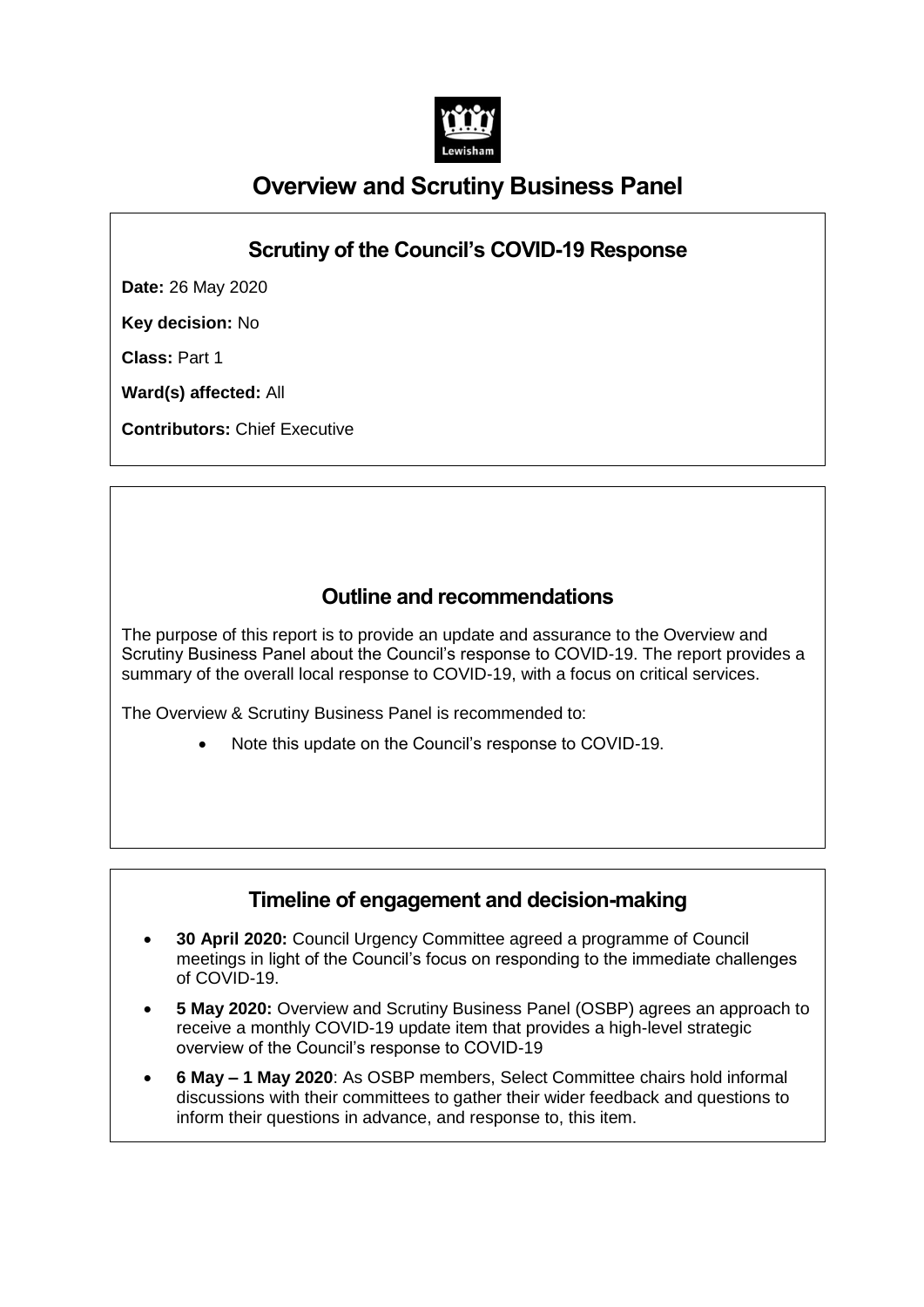# Overview and Scrutiny Business Panel

## Scrutiny of the Council's COVID-19 Response

**Date:** 26 May 2020

**Key decision:** No

**Class:** Part 1

**Ward(s) affected:** All

**Contributors:** Chief Executive

## Outline and recommendations

The purpose of this report is to provide an update and assurance to the Overview and Scrutiny Business Panel about the Council's response to COVID-19. The report provides a summary of the overall local response to COVID-19, with a focus on critical services.

The Overview & Scrutiny Business Panel is recommended to:

- Note this update on the Council's response to COVID-19.

## Timeline of engagement and decision-making

- **30 April 2020:** Council Urgency Committee agreed a programme of Council meetings in light of the Council's focus on responding to the immediate challenges of COVID-19.
- **5 May 2020:** Overview and Scrutiny Business Panel (OSBP) agrees an approach to receive a monthly COVID-19 update item that provides a high-level strategic overview of the Council's response to COVID-19
- **6 May – 1 May 2020**: As OSBP members, Select Committee chairs hold informal discussions with their committees to gather their wider feedback and questions to inform their questions in advance, and response to, this item.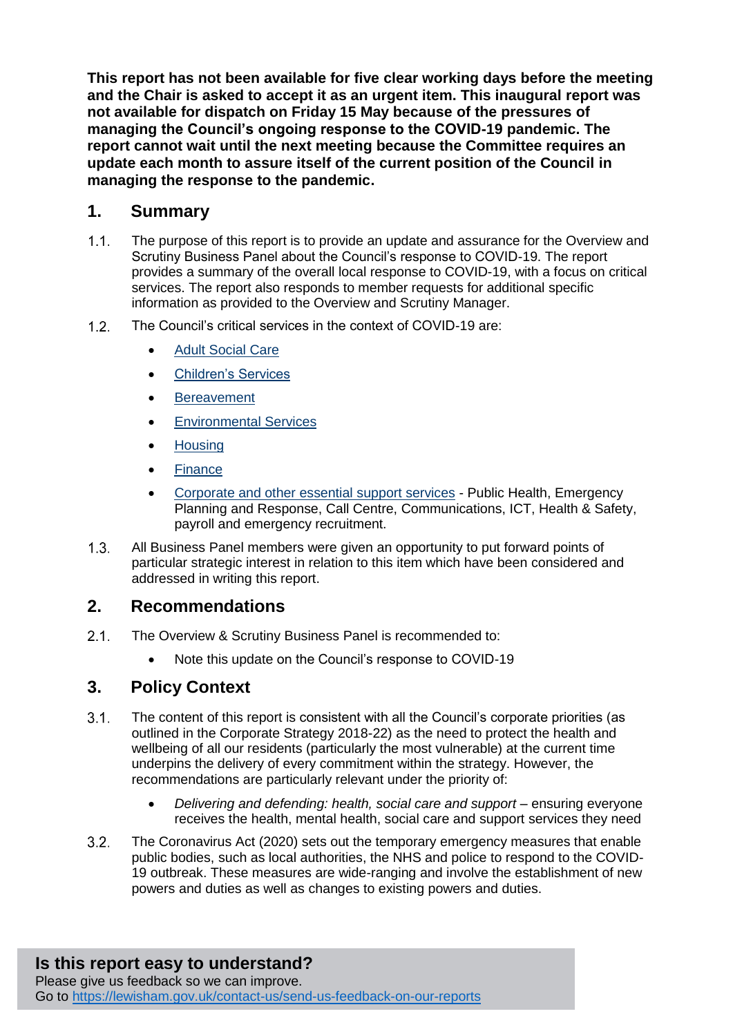**This report has not been available for five clear working days before the meeting and the Chair is asked to accept it as an urgent item. This inaugural report was not available for dispatch on Friday 15 May because of the pressures of managing the Council's ongoing response to the COVID-19 pandemic. The report cannot wait until the next meeting because the Committee requires an update each month to assure itself of the current position of the Council in managing the response to the pandemic.**

## 1. Summary

1.1. The purpose of this report is to provide an update and assurance for the Overview and Scrutiny Business Panel about the Council's response to COVID-19. The report provides a summary of the overall local response to COVID-19, with a focus on critical services. The report also responds to member requests for additional specific information as provided to the Overview and Scrutiny Manager.

1.2. The Council's critical services in the context of COVID-19 are:

- Adult Social Care
- Children's Services
- Bereavement
- Environmental Services
- Housing
- Finance
- Corporate and other essential support services - Public Health, Emergency Planning and Response, Call Centre, Communications, ICT, Health & Safety, payroll and emergency recruitment.

1.3. All Business Panel members were given an opportunity to put forward points of particular strategic interest in relation to this item which have been considered and addressed in writing this report.

## 2. Recommendations

2.1. The Overview & Scrutiny Business Panel is recommended to:

- Note this update on the Council's response to COVID-19

## 3. Policy Context

3.1. The content of this report is consistent with all the Council's corporate priorities (as outlined in the Corporate Strategy 2018-22) as the need to protect the health and wellbeing of all our residents (particularly the most vulnerable) at the current time underpins the delivery of every commitment within the strategy. However, the recommendations are particularly relevant under the priority of:

- *Delivering and defending: health, social care and support* – ensuring everyone receives the health, mental health, social care and support services they need

3.2. The Coronavirus Act (2020) sets out the temporary emergency measures that enable public bodies, such as local authorities, the NHS and police to respond to the COVID-19 outbreak. These measures are wide-ranging and involve the establishment of new powers and duties as well as changes to existing powers and duties.

**Is this report easy to understand?**
Please give us feedback so we can improve.
Go to https://lewisham.gov.uk/contact-us/send-us-feedback-on-our-reports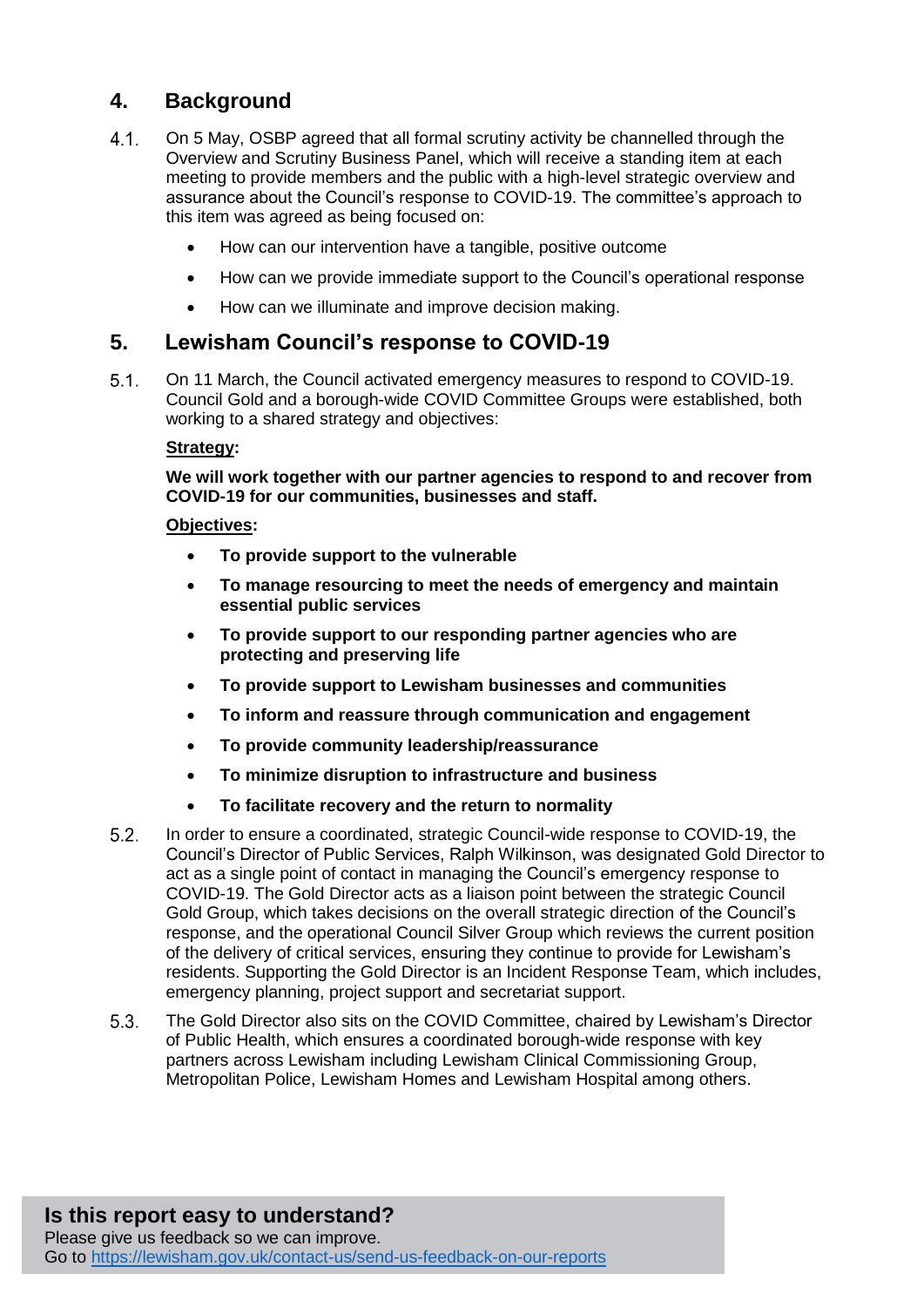## 4. Background

4.1. On 5 May, OSBP agreed that all formal scrutiny activity be channelled through the Overview and Scrutiny Business Panel, which will receive a standing item at each meeting to provide members and the public with a high-level strategic overview and assurance about the Council's response to COVID-19. The committee's approach to this item was agreed as being focused on:

- How can our intervention have a tangible, positive outcome
- How can we provide immediate support to the Council's operational response
- How can we illuminate and improve decision making.

## 5. Lewisham Council's response to COVID-19

5.1. On 11 March, the Council activated emergency measures to respond to COVID-19. Council Gold and a borough-wide COVID Committee Groups were established, both working to a shared strategy and objectives:

**Strategy:**

**We will work together with our partner agencies to respond to and recover from COVID-19 for our communities, businesses and staff.**

**Objectives:**

- **To provide support to the vulnerable**
- **To manage resourcing to meet the needs of emergency and maintain essential public services**
- **To provide support to our responding partner agencies who are protecting and preserving life**
- **To provide support to Lewisham businesses and communities**
- **To inform and reassure through communication and engagement**
- **To provide community leadership/reassurance**
- **To minimize disruption to infrastructure and business**
- **To facilitate recovery and the return to normality**

5.2. In order to ensure a coordinated, strategic Council-wide response to COVID-19, the Council's Director of Public Services, Ralph Wilkinson, was designated Gold Director to act as a single point of contact in managing the Council's emergency response to COVID-19. The Gold Director acts as a liaison point between the strategic Council Gold Group, which takes decisions on the overall strategic direction of the Council's response, and the operational Council Silver Group which reviews the current position of the delivery of critical services, ensuring they continue to provide for Lewisham's residents. Supporting the Gold Director is an Incident Response Team, which includes, emergency planning, project support and secretariat support.

5.3. The Gold Director also sits on the COVID Committee, chaired by Lewisham's Director of Public Health, which ensures a coordinated borough-wide response with key partners across Lewisham including Lewisham Clinical Commissioning Group, Metropolitan Police, Lewisham Homes and Lewisham Hospital among others.

**Is this report easy to understand?**
Please give us feedback so we can improve.
Go to https://lewisham.gov.uk/contact-us/send-us-feedback-on-our-reports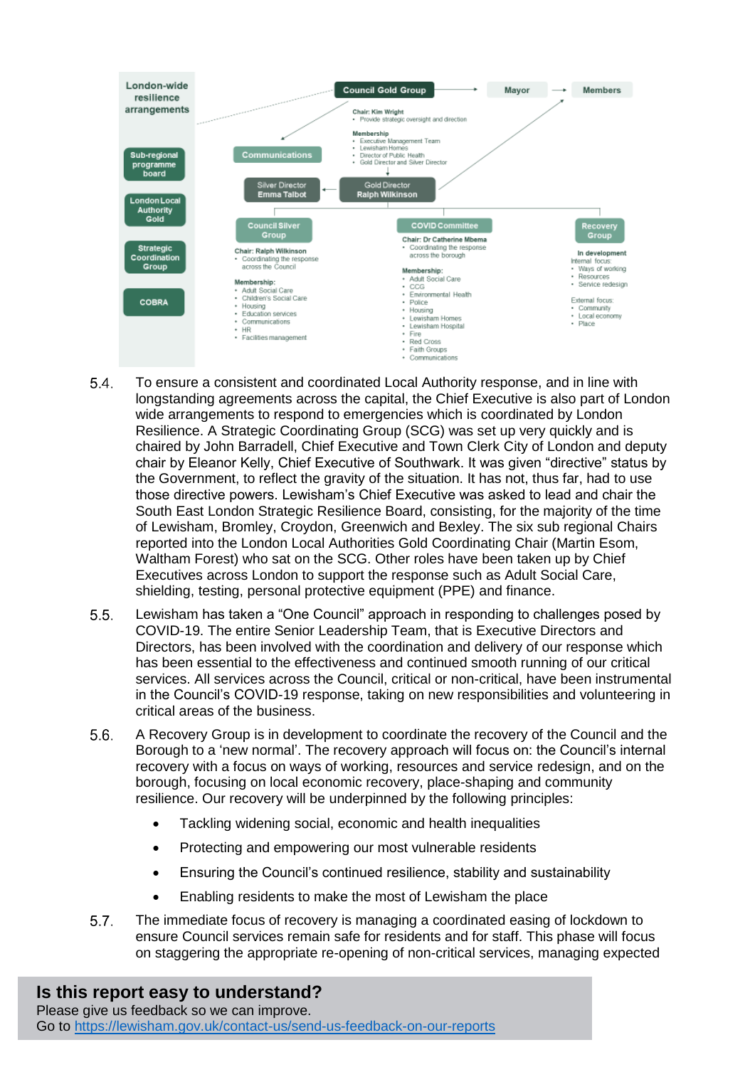London-wide resilience arrangements

- Sub-regional programme board
- London Local Authority Gold
- Strategic Coordination Group
- COBRA

**Council Gold Group** → **Mayor** → **Members**

Chair: Kim Wright
- Provide strategic oversight and direction

Membership
- Executive Management Team
- Lewisham Homes
- Director of Public Health
- Gold Director and Silver Director

**Communications**

**Silver Director** Emma Talbot ← **Gold Director** Ralph Wilkinson

**Council Silver Group**

Chair: Ralph Wilkinson
- Coordinating the response across the Council

Membership:
- Adult Social Care
- Children's Social Care
- Housing
- Education services
- Communications
- HR
- Facilities management

**COVID Committee**

Chair: Dr Catherine Mbema
- Coordinating the response across the borough

Membership:
- Adult Social Care
- CCG
- Environmental Health
- Police
- Housing
- Lewisham Homes
- Lewisham Hospital
- Fire
- Red Cross
- Faith Groups
- Communications

**Recovery Group**

In development

Internal focus:
- Ways of working
- Resources
- Service redesign

External focus:
- Community
- Local economy
- Place

5.4. To ensure a consistent and coordinated Local Authority response, and in line with longstanding agreements across the capital, the Chief Executive is also part of London wide arrangements to respond to emergencies which is coordinated by London Resilience. A Strategic Coordinating Group (SCG) was set up very quickly and is chaired by John Barradell, Chief Executive and Town Clerk City of London and deputy chair by Eleanor Kelly, Chief Executive of Southwark. It was given "directive" status by the Government, to reflect the gravity of the situation. It has not, thus far, had to use those directive powers. Lewisham's Chief Executive was asked to lead and chair the South East London Strategic Resilience Board, consisting, for the majority of the time of Lewisham, Bromley, Croydon, Greenwich and Bexley. The six sub regional Chairs reported into the London Local Authorities Gold Coordinating Chair (Martin Esom, Waltham Forest) who sat on the SCG. Other roles have been taken up by Chief Executives across London to support the response such as Adult Social Care, shielding, testing, personal protective equipment (PPE) and finance.

5.5. Lewisham has taken a "One Council" approach in responding to challenges posed by COVID-19. The entire Senior Leadership Team, that is Executive Directors and Directors, has been involved with the coordination and delivery of our response which has been essential to the effectiveness and continued smooth running of our critical services. All services across the Council, critical or non-critical, have been instrumental in the Council's COVID-19 response, taking on new responsibilities and volunteering in critical areas of the business.

5.6. A Recovery Group is in development to coordinate the recovery of the Council and the Borough to a 'new normal'. The recovery approach will focus on: the Council's internal recovery with a focus on ways of working, resources and service redesign, and on the borough, focusing on local economic recovery, place-shaping and community resilience. Our recovery will be underpinned by the following principles:

- Tackling widening social, economic and health inequalities
- Protecting and empowering our most vulnerable residents
- Ensuring the Council's continued resilience, stability and sustainability
- Enabling residents to make the most of Lewisham the place

5.7. The immediate focus of recovery is managing a coordinated easing of lockdown to ensure Council services remain safe for residents and for staff. This phase will focus on staggering the appropriate re-opening of non-critical services, managing expected

**Is this report easy to understand?**
Please give us feedback so we can improve.
Go to https://lewisham.gov.uk/contact-us/send-us-feedback-on-our-reports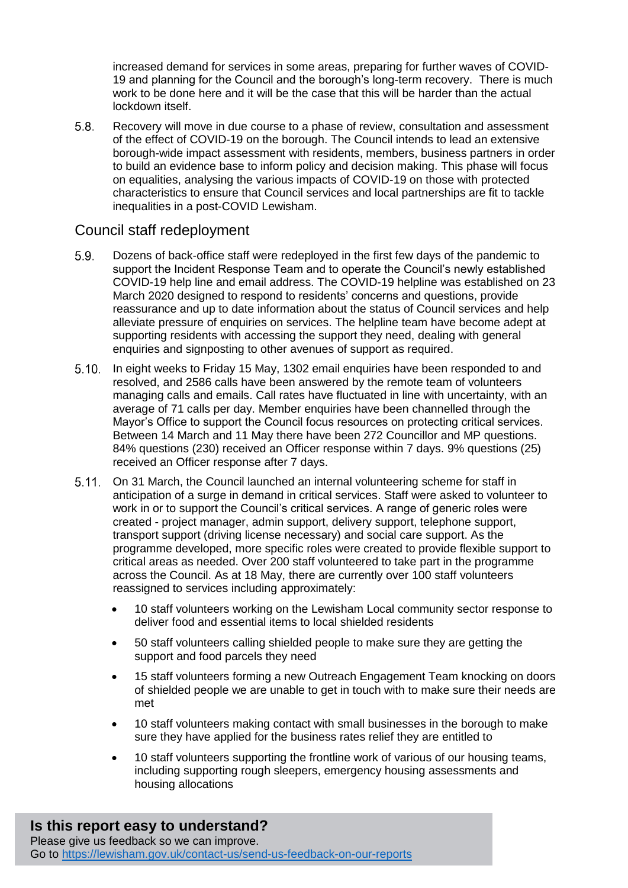increased demand for services in some areas, preparing for further waves of COVID-19 and planning for the Council and the borough's long-term recovery. There is much work to be done here and it will be the case that this will be harder than the actual lockdown itself.

5.8. Recovery will move in due course to a phase of review, consultation and assessment of the effect of COVID-19 on the borough. The Council intends to lead an extensive borough-wide impact assessment with residents, members, business partners in order to build an evidence base to inform policy and decision making. This phase will focus on equalities, analysing the various impacts of COVID-19 on those with protected characteristics to ensure that Council services and local partnerships are fit to tackle inequalities in a post-COVID Lewisham.

## Council staff redeployment

5.9. Dozens of back-office staff were redeployed in the first few days of the pandemic to support the Incident Response Team and to operate the Council's newly established COVID-19 help line and email address. The COVID-19 helpline was established on 23 March 2020 designed to respond to residents' concerns and questions, provide reassurance and up to date information about the status of Council services and help alleviate pressure of enquiries on services. The helpline team have become adept at supporting residents with accessing the support they need, dealing with general enquiries and signposting to other avenues of support as required.

5.10. In eight weeks to Friday 15 May, 1302 email enquiries have been responded to and resolved, and 2586 calls have been answered by the remote team of volunteers managing calls and emails. Call rates have fluctuated in line with uncertainty, with an average of 71 calls per day. Member enquiries have been channelled through the Mayor's Office to support the Council focus resources on protecting critical services. Between 14 March and 11 May there have been 272 Councillor and MP questions. 84% questions (230) received an Officer response within 7 days. 9% questions (25) received an Officer response after 7 days.

5.11. On 31 March, the Council launched an internal volunteering scheme for staff in anticipation of a surge in demand in critical services. Staff were asked to volunteer to work in or to support the Council's critical services. A range of generic roles were created - project manager, admin support, delivery support, telephone support, transport support (driving license necessary) and social care support. As the programme developed, more specific roles were created to provide flexible support to critical areas as needed. Over 200 staff volunteered to take part in the programme across the Council. As at 18 May, there are currently over 100 staff volunteers reassigned to services including approximately:

- 10 staff volunteers working on the Lewisham Local community sector response to deliver food and essential items to local shielded residents
- 50 staff volunteers calling shielded people to make sure they are getting the support and food parcels they need
- 15 staff volunteers forming a new Outreach Engagement Team knocking on doors of shielded people we are unable to get in touch with to make sure their needs are met
- 10 staff volunteers making contact with small businesses in the borough to make sure they have applied for the business rates relief they are entitled to
- 10 staff volunteers supporting the frontline work of various of our housing teams, including supporting rough sleepers, emergency housing assessments and housing allocations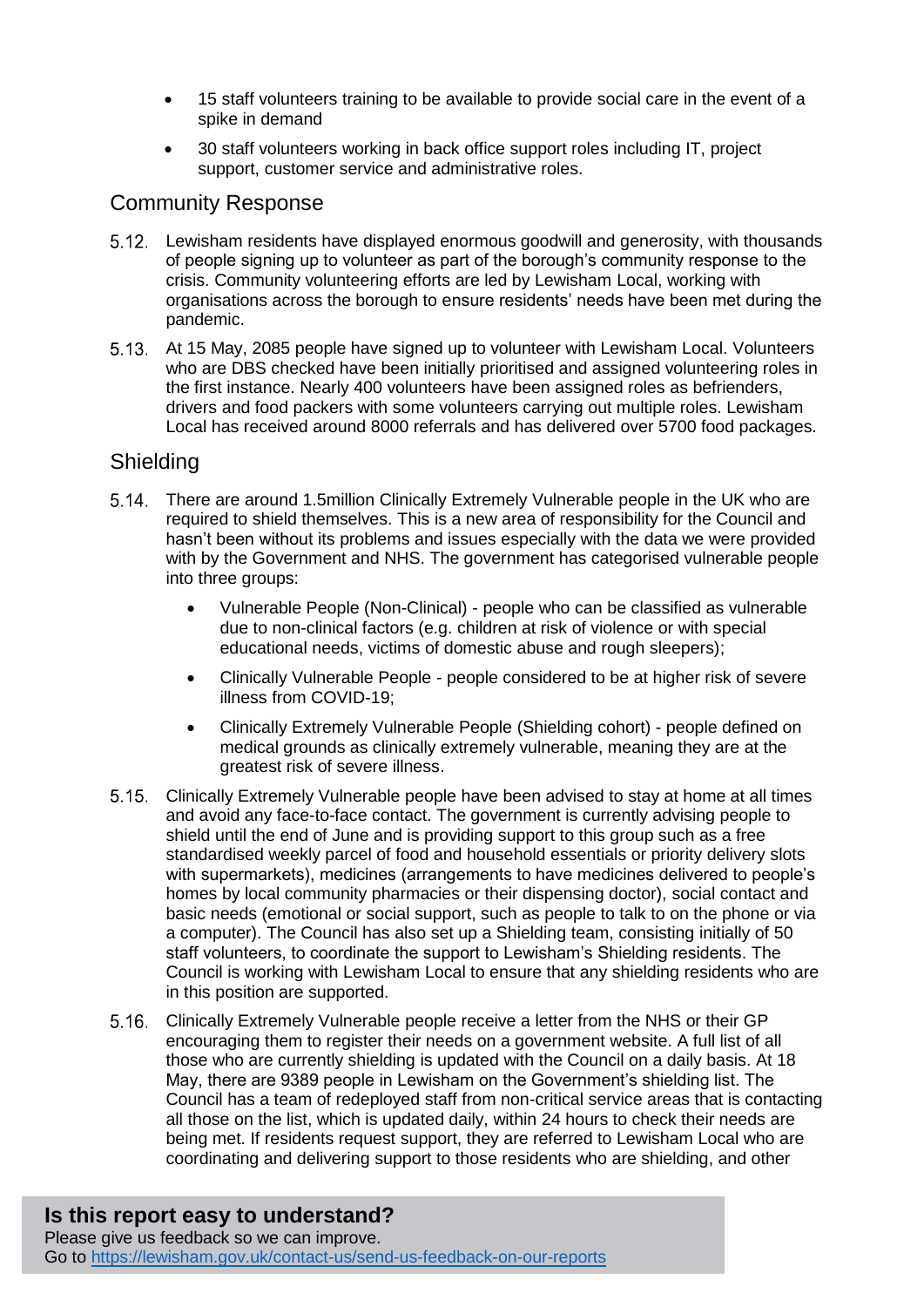- 15 staff volunteers training to be available to provide social care in the event of a spike in demand
- 30 staff volunteers working in back office support roles including IT, project support, customer service and administrative roles.

## Community Response

5.12. Lewisham residents have displayed enormous goodwill and generosity, with thousands of people signing up to volunteer as part of the borough's community response to the crisis. Community volunteering efforts are led by Lewisham Local, working with organisations across the borough to ensure residents' needs have been met during the pandemic.

5.13. At 15 May, 2085 people have signed up to volunteer with Lewisham Local. Volunteers who are DBS checked have been initially prioritised and assigned volunteering roles in the first instance. Nearly 400 volunteers have been assigned roles as befrienders, drivers and food packers with some volunteers carrying out multiple roles. Lewisham Local has received around 8000 referrals and has delivered over 5700 food packages.

## Shielding

5.14. There are around 1.5million Clinically Extremely Vulnerable people in the UK who are required to shield themselves. This is a new area of responsibility for the Council and hasn't been without its problems and issues especially with the data we were provided with by the Government and NHS. The government has categorised vulnerable people into three groups:

- Vulnerable People (Non-Clinical) - people who can be classified as vulnerable due to non-clinical factors (e.g. children at risk of violence or with special educational needs, victims of domestic abuse and rough sleepers);
- Clinically Vulnerable People - people considered to be at higher risk of severe illness from COVID-19;
- Clinically Extremely Vulnerable People (Shielding cohort) - people defined on medical grounds as clinically extremely vulnerable, meaning they are at the greatest risk of severe illness.

5.15. Clinically Extremely Vulnerable people have been advised to stay at home at all times and avoid any face-to-face contact. The government is currently advising people to shield until the end of June and is providing support to this group such as a free standardised weekly parcel of food and household essentials or priority delivery slots with supermarkets), medicines (arrangements to have medicines delivered to people's homes by local community pharmacies or their dispensing doctor), social contact and basic needs (emotional or social support, such as people to talk to on the phone or via a computer). The Council has also set up a Shielding team, consisting initially of 50 staff volunteers, to coordinate the support to Lewisham's Shielding residents. The Council is working with Lewisham Local to ensure that any shielding residents who are in this position are supported.

5.16. Clinically Extremely Vulnerable people receive a letter from the NHS or their GP encouraging them to register their needs on a government website. A full list of all those who are currently shielding is updated with the Council on a daily basis. At 18 May, there are 9389 people in Lewisham on the Government's shielding list. The Council has a team of redeployed staff from non-critical service areas that is contacting all those on the list, which is updated daily, within 24 hours to check their needs are being met. If residents request support, they are referred to Lewisham Local who are coordinating and delivering support to those residents who are shielding, and other

**Is this report easy to understand?**
Please give us feedback so we can improve.
Go to https://lewisham.gov.uk/contact-us/send-us-feedback-on-our-reports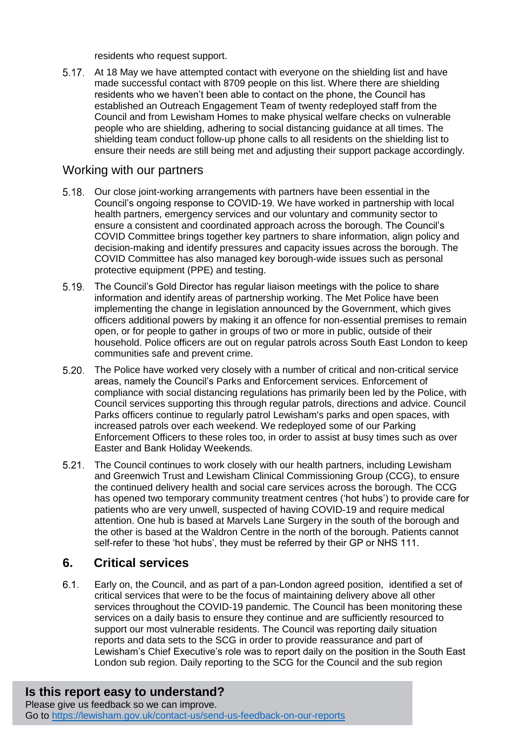residents who request support.

5.17. At 18 May we have attempted contact with everyone on the shielding list and have made successful contact with 8709 people on this list. Where there are shielding residents who we haven't been able to contact on the phone, the Council has established an Outreach Engagement Team of twenty redeployed staff from the Council and from Lewisham Homes to make physical welfare checks on vulnerable people who are shielding, adhering to social distancing guidance at all times. The shielding team conduct follow-up phone calls to all residents on the shielding list to ensure their needs are still being met and adjusting their support package accordingly.

## Working with our partners

5.18. Our close joint-working arrangements with partners have been essential in the Council's ongoing response to COVID-19. We have worked in partnership with local health partners, emergency services and our voluntary and community sector to ensure a consistent and coordinated approach across the borough. The Council's COVID Committee brings together key partners to share information, align policy and decision-making and identify pressures and capacity issues across the borough. The COVID Committee has also managed key borough-wide issues such as personal protective equipment (PPE) and testing.

5.19. The Council's Gold Director has regular liaison meetings with the police to share information and identify areas of partnership working. The Met Police have been implementing the change in legislation announced by the Government, which gives officers additional powers by making it an offence for non-essential premises to remain open, or for people to gather in groups of two or more in public, outside of their household. Police officers are out on regular patrols across South East London to keep communities safe and prevent crime.

5.20. The Police have worked very closely with a number of critical and non-critical service areas, namely the Council's Parks and Enforcement services. Enforcement of compliance with social distancing regulations has primarily been led by the Police, with Council services supporting this through regular patrols, directions and advice. Council Parks officers continue to regularly patrol Lewisham's parks and open spaces, with increased patrols over each weekend. We redeployed some of our Parking Enforcement Officers to these roles too, in order to assist at busy times such as over Easter and Bank Holiday Weekends.

5.21. The Council continues to work closely with our health partners, including Lewisham and Greenwich Trust and Lewisham Clinical Commissioning Group (CCG), to ensure the continued delivery health and social care services across the borough. The CCG has opened two temporary community treatment centres ('hot hubs') to provide care for patients who are very unwell, suspected of having COVID-19 and require medical attention. One hub is based at Marvels Lane Surgery in the south of the borough and the other is based at the Waldron Centre in the north of the borough. Patients cannot self-refer to these 'hot hubs', they must be referred by their GP or NHS 111.

## 6. Critical services

6.1. Early on, the Council, and as part of a pan-London agreed position, identified a set of critical services that were to be the focus of maintaining delivery above all other services throughout the COVID-19 pandemic. The Council has been monitoring these services on a daily basis to ensure they continue and are sufficiently resourced to support our most vulnerable residents. The Council was reporting daily situation reports and data sets to the SCG in order to provide reassurance and part of Lewisham's Chief Executive's role was to report daily on the position in the South East London sub region. Daily reporting to the SCG for the Council and the sub region

**Is this report easy to understand?**
Please give us feedback so we can improve.
Go to https://lewisham.gov.uk/contact-us/send-us-feedback-on-our-reports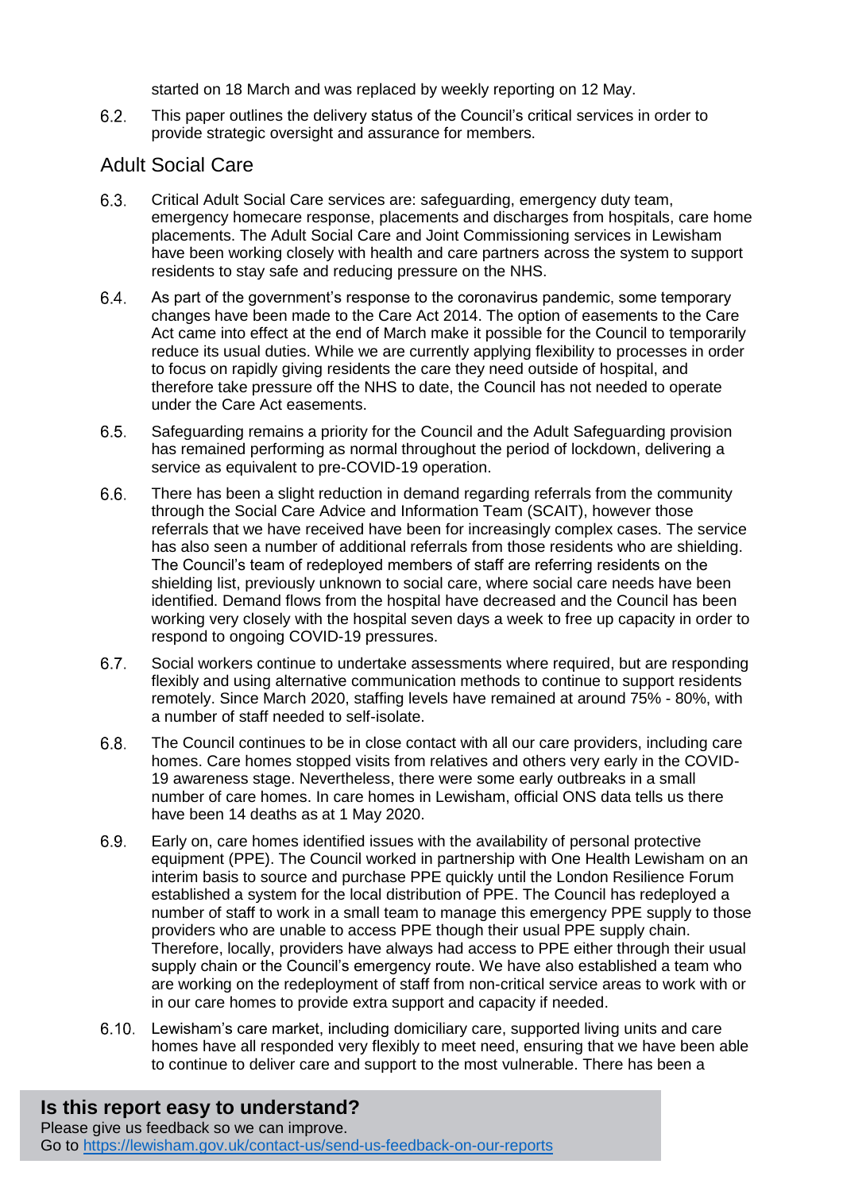started on 18 March and was replaced by weekly reporting on 12 May.

6.2. This paper outlines the delivery status of the Council's critical services in order to provide strategic oversight and assurance for members.

## Adult Social Care

6.3. Critical Adult Social Care services are: safeguarding, emergency duty team, emergency homecare response, placements and discharges from hospitals, care home placements. The Adult Social Care and Joint Commissioning services in Lewisham have been working closely with health and care partners across the system to support residents to stay safe and reducing pressure on the NHS.

6.4. As part of the government's response to the coronavirus pandemic, some temporary changes have been made to the Care Act 2014. The option of easements to the Care Act came into effect at the end of March make it possible for the Council to temporarily reduce its usual duties. While we are currently applying flexibility to processes in order to focus on rapidly giving residents the care they need outside of hospital, and therefore take pressure off the NHS to date, the Council has not needed to operate under the Care Act easements.

6.5. Safeguarding remains a priority for the Council and the Adult Safeguarding provision has remained performing as normal throughout the period of lockdown, delivering a service as equivalent to pre-COVID-19 operation.

6.6. There has been a slight reduction in demand regarding referrals from the community through the Social Care Advice and Information Team (SCAIT), however those referrals that we have received have been for increasingly complex cases. The service has also seen a number of additional referrals from those residents who are shielding. The Council's team of redeployed members of staff are referring residents on the shielding list, previously unknown to social care, where social care needs have been identified. Demand flows from the hospital have decreased and the Council has been working very closely with the hospital seven days a week to free up capacity in order to respond to ongoing COVID-19 pressures.

6.7. Social workers continue to undertake assessments where required, but are responding flexibly and using alternative communication methods to continue to support residents remotely. Since March 2020, staffing levels have remained at around 75% - 80%, with a number of staff needed to self-isolate.

6.8. The Council continues to be in close contact with all our care providers, including care homes. Care homes stopped visits from relatives and others very early in the COVID-19 awareness stage. Nevertheless, there were some early outbreaks in a small number of care homes. In care homes in Lewisham, official ONS data tells us there have been 14 deaths as at 1 May 2020.

6.9. Early on, care homes identified issues with the availability of personal protective equipment (PPE). The Council worked in partnership with One Health Lewisham on an interim basis to source and purchase PPE quickly until the London Resilience Forum established a system for the local distribution of PPE. The Council has redeployed a number of staff to work in a small team to manage this emergency PPE supply to those providers who are unable to access PPE though their usual PPE supply chain. Therefore, locally, providers have always had access to PPE either through their usual supply chain or the Council's emergency route. We have also established a team who are working on the redeployment of staff from non-critical service areas to work with or in our care homes to provide extra support and capacity if needed.

6.10. Lewisham's care market, including domiciliary care, supported living units and care homes have all responded very flexibly to meet need, ensuring that we have been able to continue to deliver care and support to the most vulnerable. There has been a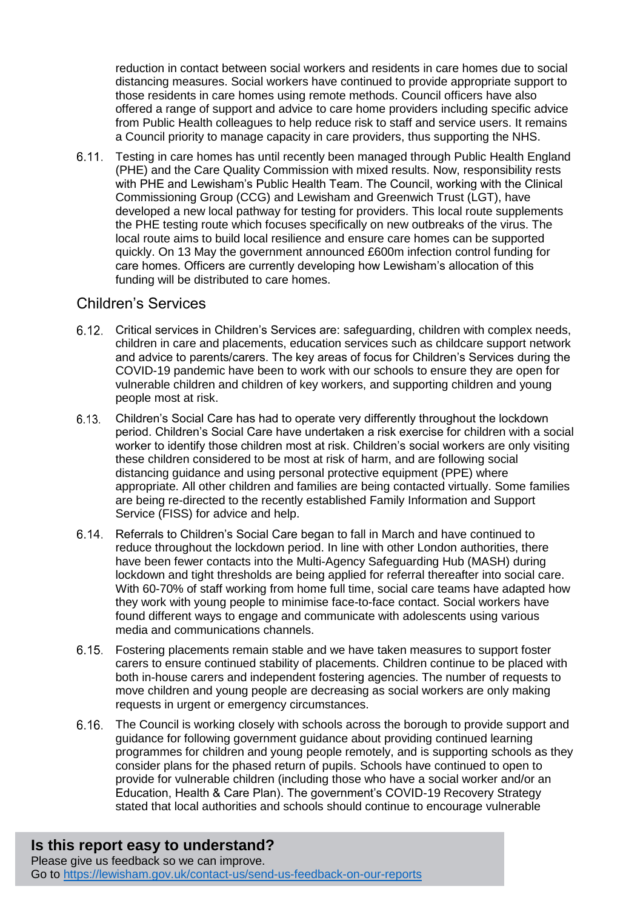reduction in contact between social workers and residents in care homes due to social distancing measures. Social workers have continued to provide appropriate support to those residents in care homes using remote methods. Council officers have also offered a range of support and advice to care home providers including specific advice from Public Health colleagues to help reduce risk to staff and service users. It remains a Council priority to manage capacity in care providers, thus supporting the NHS.

6.11. Testing in care homes has until recently been managed through Public Health England (PHE) and the Care Quality Commission with mixed results. Now, responsibility rests with PHE and Lewisham's Public Health Team. The Council, working with the Clinical Commissioning Group (CCG) and Lewisham and Greenwich Trust (LGT), have developed a new local pathway for testing for providers. This local route supplements the PHE testing route which focuses specifically on new outbreaks of the virus. The local route aims to build local resilience and ensure care homes can be supported quickly. On 13 May the government announced £600m infection control funding for care homes. Officers are currently developing how Lewisham's allocation of this funding will be distributed to care homes.

## Children's Services

6.12. Critical services in Children's Services are: safeguarding, children with complex needs, children in care and placements, education services such as childcare support network and advice to parents/carers. The key areas of focus for Children's Services during the COVID-19 pandemic have been to work with our schools to ensure they are open for vulnerable children and children of key workers, and supporting children and young people most at risk.

6.13. Children's Social Care has had to operate very differently throughout the lockdown period. Children's Social Care have undertaken a risk exercise for children with a social worker to identify those children most at risk. Children's social workers are only visiting these children considered to be most at risk of harm, and are following social distancing guidance and using personal protective equipment (PPE) where appropriate. All other children and families are being contacted virtually. Some families are being re-directed to the recently established Family Information and Support Service (FISS) for advice and help.

6.14. Referrals to Children's Social Care began to fall in March and have continued to reduce throughout the lockdown period. In line with other London authorities, there have been fewer contacts into the Multi-Agency Safeguarding Hub (MASH) during lockdown and tight thresholds are being applied for referral thereafter into social care. With 60-70% of staff working from home full time, social care teams have adapted how they work with young people to minimise face-to-face contact. Social workers have found different ways to engage and communicate with adolescents using various media and communications channels.

6.15. Fostering placements remain stable and we have taken measures to support foster carers to ensure continued stability of placements. Children continue to be placed with both in-house carers and independent fostering agencies. The number of requests to move children and young people are decreasing as social workers are only making requests in urgent or emergency circumstances.

6.16. The Council is working closely with schools across the borough to provide support and guidance for following government guidance about providing continued learning programmes for children and young people remotely, and is supporting schools as they consider plans for the phased return of pupils. Schools have continued to open to provide for vulnerable children (including those who have a social worker and/or an Education, Health & Care Plan). The government's COVID-19 Recovery Strategy stated that local authorities and schools should continue to encourage vulnerable

**Is this report easy to understand?**
Please give us feedback so we can improve.
Go to https://lewisham.gov.uk/contact-us/send-us-feedback-on-our-reports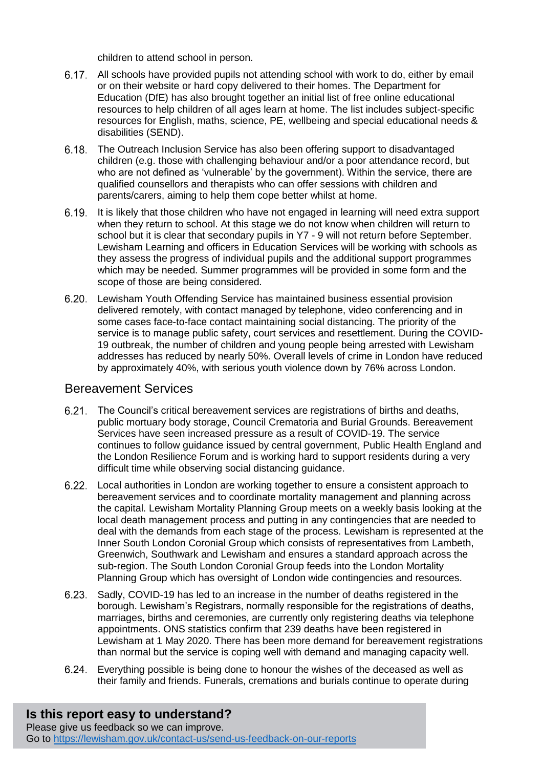children to attend school in person.

6.17. All schools have provided pupils not attending school with work to do, either by email or on their website or hard copy delivered to their homes. The Department for Education (DfE) has also brought together an initial list of free online educational resources to help children of all ages learn at home. The list includes subject-specific resources for English, maths, science, PE, wellbeing and special educational needs & disabilities (SEND).

6.18. The Outreach Inclusion Service has also been offering support to disadvantaged children (e.g. those with challenging behaviour and/or a poor attendance record, but who are not defined as 'vulnerable' by the government). Within the service, there are qualified counsellors and therapists who can offer sessions with children and parents/carers, aiming to help them cope better whilst at home.

6.19. It is likely that those children who have not engaged in learning will need extra support when they return to school. At this stage we do not know when children will return to school but it is clear that secondary pupils in Y7 - 9 will not return before September. Lewisham Learning and officers in Education Services will be working with schools as they assess the progress of individual pupils and the additional support programmes which may be needed. Summer programmes will be provided in some form and the scope of those are being considered.

6.20. Lewisham Youth Offending Service has maintained business essential provision delivered remotely, with contact managed by telephone, video conferencing and in some cases face-to-face contact maintaining social distancing. The priority of the service is to manage public safety, court services and resettlement. During the COVID-19 outbreak, the number of children and young people being arrested with Lewisham addresses has reduced by nearly 50%. Overall levels of crime in London have reduced by approximately 40%, with serious youth violence down by 76% across London.

## Bereavement Services

6.21. The Council's critical bereavement services are registrations of births and deaths, public mortuary body storage, Council Crematoria and Burial Grounds. Bereavement Services have seen increased pressure as a result of COVID-19. The service continues to follow guidance issued by central government, Public Health England and the London Resilience Forum and is working hard to support residents during a very difficult time while observing social distancing guidance.

6.22. Local authorities in London are working together to ensure a consistent approach to bereavement services and to coordinate mortality management and planning across the capital. Lewisham Mortality Planning Group meets on a weekly basis looking at the local death management process and putting in any contingencies that are needed to deal with the demands from each stage of the process. Lewisham is represented at the Inner South London Coronial Group which consists of representatives from Lambeth, Greenwich, Southwark and Lewisham and ensures a standard approach across the sub-region. The South London Coronial Group feeds into the London Mortality Planning Group which has oversight of London wide contingencies and resources.

6.23. Sadly, COVID-19 has led to an increase in the number of deaths registered in the borough. Lewisham's Registrars, normally responsible for the registrations of deaths, marriages, births and ceremonies, are currently only registering deaths via telephone appointments. ONS statistics confirm that 239 deaths have been registered in Lewisham at 1 May 2020. There has been more demand for bereavement registrations than normal but the service is coping well with demand and managing capacity well.

6.24. Everything possible is being done to honour the wishes of the deceased as well as their family and friends. Funerals, cremations and burials continue to operate during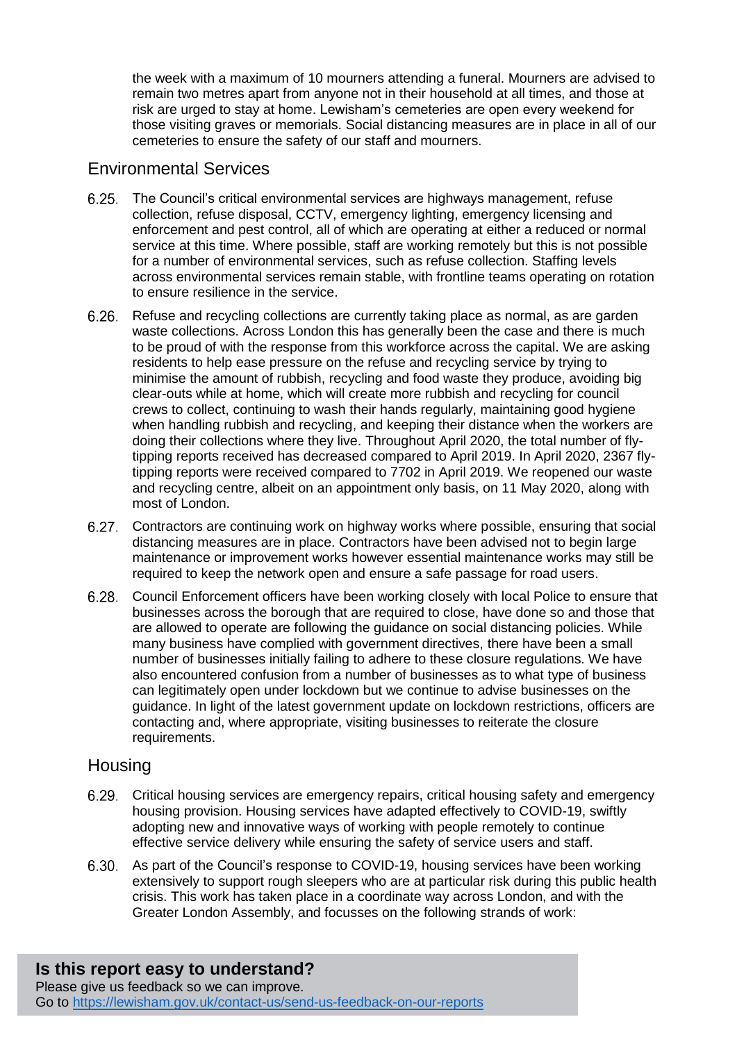the week with a maximum of 10 mourners attending a funeral. Mourners are advised to remain two metres apart from anyone not in their household at all times, and those at risk are urged to stay at home. Lewisham's cemeteries are open every weekend for those visiting graves or memorials. Social distancing measures are in place in all of our cemeteries to ensure the safety of our staff and mourners.

## Environmental Services

6.25. The Council's critical environmental services are highways management, refuse collection, refuse disposal, CCTV, emergency lighting, emergency licensing and enforcement and pest control, all of which are operating at either a reduced or normal service at this time. Where possible, staff are working remotely but this is not possible for a number of environmental services, such as refuse collection. Staffing levels across environmental services remain stable, with frontline teams operating on rotation to ensure resilience in the service.

6.26. Refuse and recycling collections are currently taking place as normal, as are garden waste collections. Across London this has generally been the case and there is much to be proud of with the response from this workforce across the capital. We are asking residents to help ease pressure on the refuse and recycling service by trying to minimise the amount of rubbish, recycling and food waste they produce, avoiding big clear-outs while at home, which will create more rubbish and recycling for council crews to collect, continuing to wash their hands regularly, maintaining good hygiene when handling rubbish and recycling, and keeping their distance when the workers are doing their collections where they live. Throughout April 2020, the total number of fly-tipping reports received has decreased compared to April 2019. In April 2020, 2367 fly-tipping reports were received compared to 7702 in April 2019. We reopened our waste and recycling centre, albeit on an appointment only basis, on 11 May 2020, along with most of London.

6.27. Contractors are continuing work on highway works where possible, ensuring that social distancing measures are in place. Contractors have been advised not to begin large maintenance or improvement works however essential maintenance works may still be required to keep the network open and ensure a safe passage for road users.

6.28. Council Enforcement officers have been working closely with local Police to ensure that businesses across the borough that are required to close, have done so and those that are allowed to operate are following the guidance on social distancing policies. While many business have complied with government directives, there have been a small number of businesses initially failing to adhere to these closure regulations. We have also encountered confusion from a number of businesses as to what type of business can legitimately open under lockdown but we continue to advise businesses on the guidance. In light of the latest government update on lockdown restrictions, officers are contacting and, where appropriate, visiting businesses to reiterate the closure requirements.

## Housing

6.29. Critical housing services are emergency repairs, critical housing safety and emergency housing provision. Housing services have adapted effectively to COVID-19, swiftly adopting new and innovative ways of working with people remotely to continue effective service delivery while ensuring the safety of service users and staff.

6.30. As part of the Council's response to COVID-19, housing services have been working extensively to support rough sleepers who are at particular risk during this public health crisis. This work has taken place in a coordinate way across London, and with the Greater London Assembly, and focusses on the following strands of work:

**Is this report easy to understand?**
Please give us feedback so we can improve.
Go to https://lewisham.gov.uk/contact-us/send-us-feedback-on-our-reports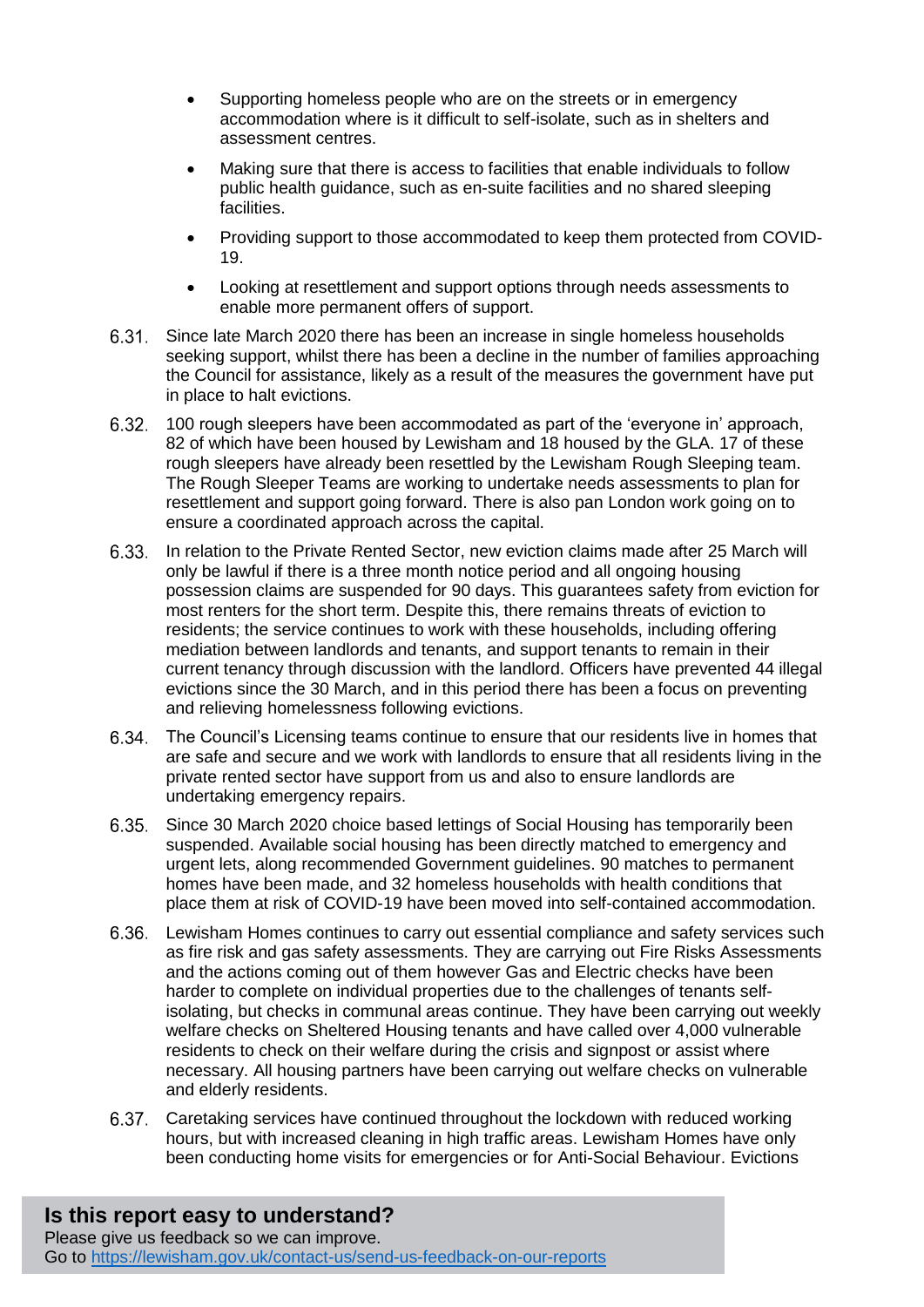- Supporting homeless people who are on the streets or in emergency accommodation where is it difficult to self-isolate, such as in shelters and assessment centres.
- Making sure that there is access to facilities that enable individuals to follow public health guidance, such as en-suite facilities and no shared sleeping facilities.
- Providing support to those accommodated to keep them protected from COVID-19.
- Looking at resettlement and support options through needs assessments to enable more permanent offers of support.

6.31. Since late March 2020 there has been an increase in single homeless households seeking support, whilst there has been a decline in the number of families approaching the Council for assistance, likely as a result of the measures the government have put in place to halt evictions.

6.32. 100 rough sleepers have been accommodated as part of the 'everyone in' approach, 82 of which have been housed by Lewisham and 18 housed by the GLA. 17 of these rough sleepers have already been resettled by the Lewisham Rough Sleeping team. The Rough Sleeper Teams are working to undertake needs assessments to plan for resettlement and support going forward. There is also pan London work going on to ensure a coordinated approach across the capital.

6.33. In relation to the Private Rented Sector, new eviction claims made after 25 March will only be lawful if there is a three month notice period and all ongoing housing possession claims are suspended for 90 days. This guarantees safety from eviction for most renters for the short term. Despite this, there remains threats of eviction to residents; the service continues to work with these households, including offering mediation between landlords and tenants, and support tenants to remain in their current tenancy through discussion with the landlord. Officers have prevented 44 illegal evictions since the 30 March, and in this period there has been a focus on preventing and relieving homelessness following evictions.

6.34. The Council's Licensing teams continue to ensure that our residents live in homes that are safe and secure and we work with landlords to ensure that all residents living in the private rented sector have support from us and also to ensure landlords are undertaking emergency repairs.

6.35. Since 30 March 2020 choice based lettings of Social Housing has temporarily been suspended. Available social housing has been directly matched to emergency and urgent lets, along recommended Government guidelines. 90 matches to permanent homes have been made, and 32 homeless households with health conditions that place them at risk of COVID-19 have been moved into self-contained accommodation.

6.36. Lewisham Homes continues to carry out essential compliance and safety services such as fire risk and gas safety assessments. They are carrying out Fire Risks Assessments and the actions coming out of them however Gas and Electric checks have been harder to complete on individual properties due to the challenges of tenants self-isolating, but checks in communal areas continue. They have been carrying out weekly welfare checks on Sheltered Housing tenants and have called over 4,000 vulnerable residents to check on their welfare during the crisis and signpost or assist where necessary. All housing partners have been carrying out welfare checks on vulnerable and elderly residents.

6.37. Caretaking services have continued throughout the lockdown with reduced working hours, but with increased cleaning in high traffic areas. Lewisham Homes have only been conducting home visits for emergencies or for Anti-Social Behaviour. Evictions

**Is this report easy to understand?**
Please give us feedback so we can improve.
Go to https://lewisham.gov.uk/contact-us/send-us-feedback-on-our-reports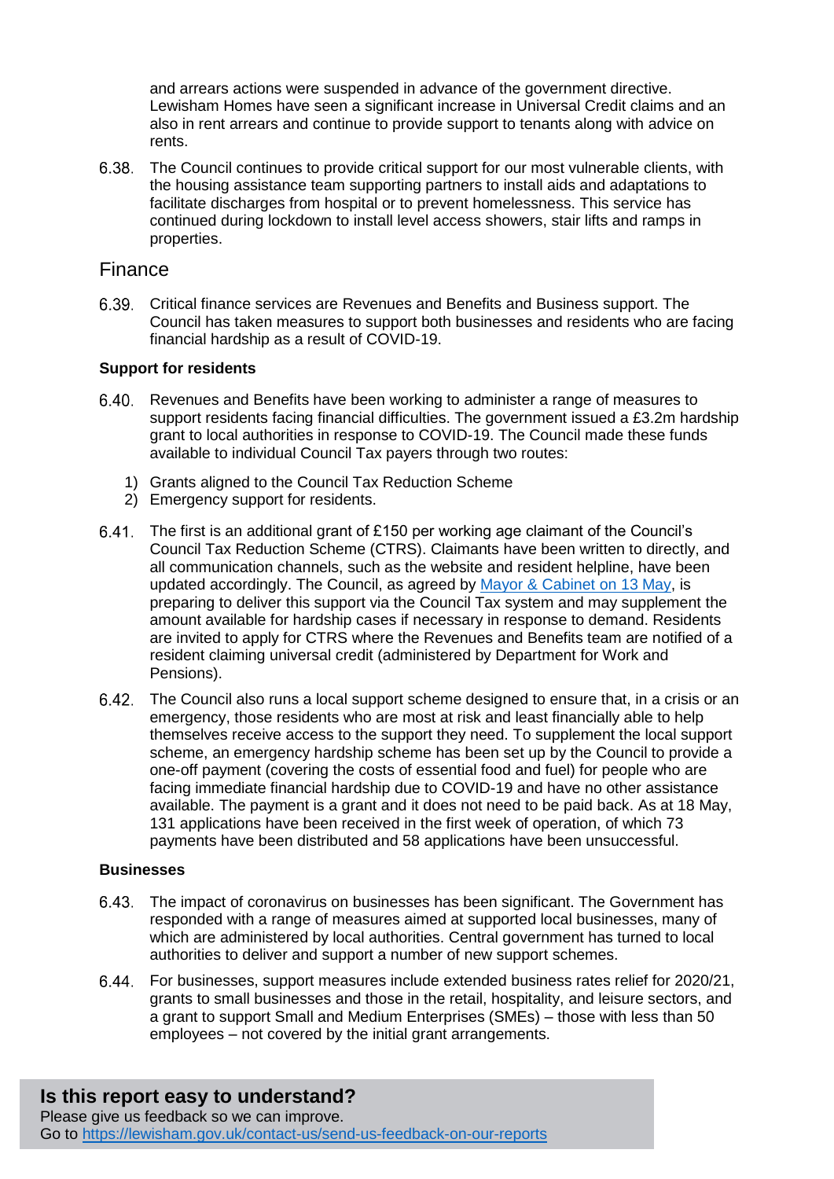and arrears actions were suspended in advance of the government directive. Lewisham Homes have seen a significant increase in Universal Credit claims and an also in rent arrears and continue to provide support to tenants along with advice on rents.

6.38. The Council continues to provide critical support for our most vulnerable clients, with the housing assistance team supporting partners to install aids and adaptations to facilitate discharges from hospital or to prevent homelessness. This service has continued during lockdown to install level access showers, stair lifts and ramps in properties.

## Finance

6.39. Critical finance services are Revenues and Benefits and Business support. The Council has taken measures to support both businesses and residents who are facing financial hardship as a result of COVID-19.

**Support for residents**

6.40. Revenues and Benefits have been working to administer a range of measures to support residents facing financial difficulties. The government issued a £3.2m hardship grant to local authorities in response to COVID-19. The Council made these funds available to individual Council Tax payers through two routes:

1) Grants aligned to the Council Tax Reduction Scheme
2) Emergency support for residents.

6.41. The first is an additional grant of £150 per working age claimant of the Council's Council Tax Reduction Scheme (CTRS). Claimants have been written to directly, and all communication channels, such as the website and resident helpline, have been updated accordingly. The Council, as agreed by Mayor & Cabinet on 13 May, is preparing to deliver this support via the Council Tax system and may supplement the amount available for hardship cases if necessary in response to demand. Residents are invited to apply for CTRS where the Revenues and Benefits team are notified of a resident claiming universal credit (administered by Department for Work and Pensions).

6.42. The Council also runs a local support scheme designed to ensure that, in a crisis or an emergency, those residents who are most at risk and least financially able to help themselves receive access to the support they need. To supplement the local support scheme, an emergency hardship scheme has been set up by the Council to provide a one-off payment (covering the costs of essential food and fuel) for people who are facing immediate financial hardship due to COVID-19 and have no other assistance available. The payment is a grant and it does not need to be paid back. As at 18 May, 131 applications have been received in the first week of operation, of which 73 payments have been distributed and 58 applications have been unsuccessful.

**Businesses**

6.43. The impact of coronavirus on businesses has been significant. The Government has responded with a range of measures aimed at supported local businesses, many of which are administered by local authorities. Central government has turned to local authorities to deliver and support a number of new support schemes.

6.44. For businesses, support measures include extended business rates relief for 2020/21, grants to small businesses and those in the retail, hospitality, and leisure sectors, and a grant to support Small and Medium Enterprises (SMEs) – those with less than 50 employees – not covered by the initial grant arrangements.

**Is this report easy to understand?**
Please give us feedback so we can improve.
Go to https://lewisham.gov.uk/contact-us/send-us-feedback-on-our-reports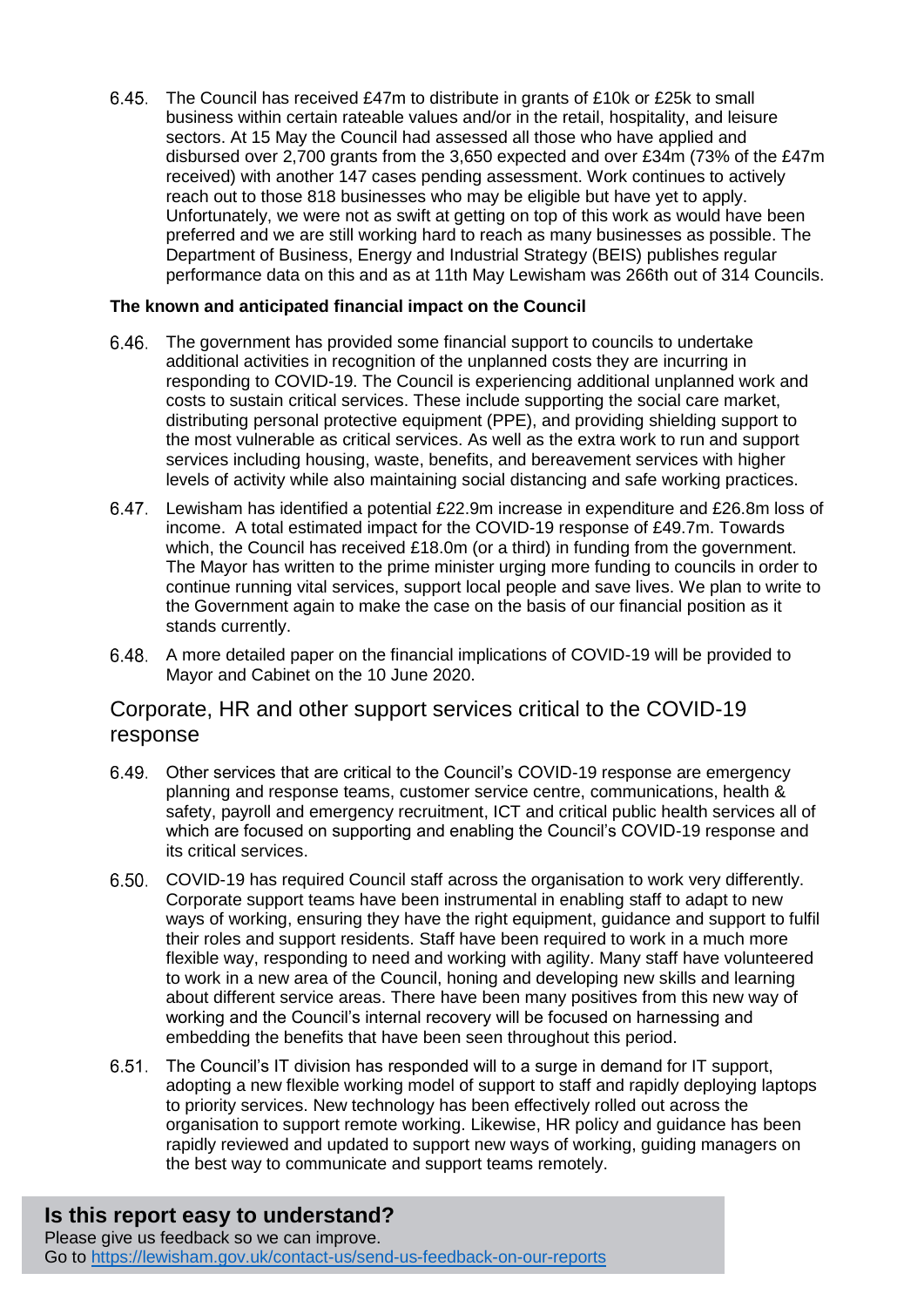6.45. The Council has received £47m to distribute in grants of £10k or £25k to small business within certain rateable values and/or in the retail, hospitality, and leisure sectors. At 15 May the Council had assessed all those who have applied and disbursed over 2,700 grants from the 3,650 expected and over £34m (73% of the £47m received) with another 147 cases pending assessment. Work continues to actively reach out to those 818 businesses who may be eligible but have yet to apply. Unfortunately, we were not as swift at getting on top of this work as would have been preferred and we are still working hard to reach as many businesses as possible. The Department of Business, Energy and Industrial Strategy (BEIS) publishes regular performance data on this and as at 11th May Lewisham was 266th out of 314 Councils.

**The known and anticipated financial impact on the Council**

6.46. The government has provided some financial support to councils to undertake additional activities in recognition of the unplanned costs they are incurring in responding to COVID-19. The Council is experiencing additional unplanned work and costs to sustain critical services. These include supporting the social care market, distributing personal protective equipment (PPE), and providing shielding support to the most vulnerable as critical services. As well as the extra work to run and support services including housing, waste, benefits, and bereavement services with higher levels of activity while also maintaining social distancing and safe working practices.

6.47. Lewisham has identified a potential £22.9m increase in expenditure and £26.8m loss of income. A total estimated impact for the COVID-19 response of £49.7m. Towards which, the Council has received £18.0m (or a third) in funding from the government. The Mayor has written to the prime minister urging more funding to councils in order to continue running vital services, support local people and save lives. We plan to write to the Government again to make the case on the basis of our financial position as it stands currently.

6.48. A more detailed paper on the financial implications of COVID-19 will be provided to Mayor and Cabinet on the 10 June 2020.

## Corporate, HR and other support services critical to the COVID-19 response

6.49. Other services that are critical to the Council's COVID-19 response are emergency planning and response teams, customer service centre, communications, health & safety, payroll and emergency recruitment, ICT and critical public health services all of which are focused on supporting and enabling the Council's COVID-19 response and its critical services.

6.50. COVID-19 has required Council staff across the organisation to work very differently. Corporate support teams have been instrumental in enabling staff to adapt to new ways of working, ensuring they have the right equipment, guidance and support to fulfil their roles and support residents. Staff have been required to work in a much more flexible way, responding to need and working with agility. Many staff have volunteered to work in a new area of the Council, honing and developing new skills and learning about different service areas. There have been many positives from this new way of working and the Council's internal recovery will be focused on harnessing and embedding the benefits that have been seen throughout this period.

6.51. The Council's IT division has responded will to a surge in demand for IT support, adopting a new flexible working model of support to staff and rapidly deploying laptops to priority services. New technology has been effectively rolled out across the organisation to support remote working. Likewise, HR policy and guidance has been rapidly reviewed and updated to support new ways of working, guiding managers on the best way to communicate and support teams remotely.

**Is this report easy to understand?**
Please give us feedback so we can improve.
Go to https://lewisham.gov.uk/contact-us/send-us-feedback-on-our-reports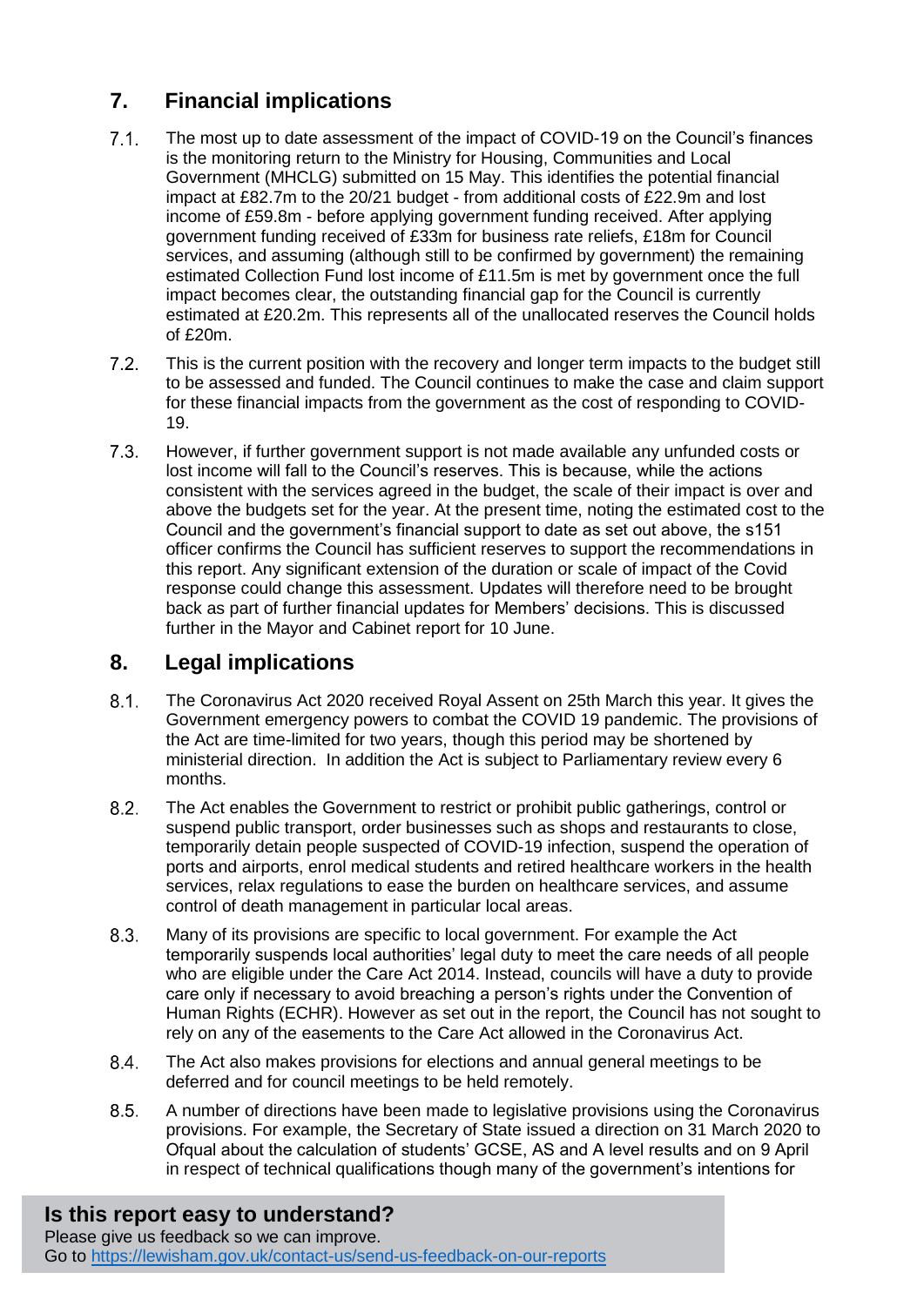## 7. Financial implications

7.1. The most up to date assessment of the impact of COVID-19 on the Council's finances is the monitoring return to the Ministry for Housing, Communities and Local Government (MHCLG) submitted on 15 May. This identifies the potential financial impact at £82.7m to the 20/21 budget - from additional costs of £22.9m and lost income of £59.8m - before applying government funding received. After applying government funding received of £33m for business rate reliefs, £18m for Council services, and assuming (although still to be confirmed by government) the remaining estimated Collection Fund lost income of £11.5m is met by government once the full impact becomes clear, the outstanding financial gap for the Council is currently estimated at £20.2m. This represents all of the unallocated reserves the Council holds of £20m.

7.2. This is the current position with the recovery and longer term impacts to the budget still to be assessed and funded. The Council continues to make the case and claim support for these financial impacts from the government as the cost of responding to COVID-19.

7.3. However, if further government support is not made available any unfunded costs or lost income will fall to the Council's reserves. This is because, while the actions consistent with the services agreed in the budget, the scale of their impact is over and above the budgets set for the year. At the present time, noting the estimated cost to the Council and the government's financial support to date as set out above, the s151 officer confirms the Council has sufficient reserves to support the recommendations in this report. Any significant extension of the duration or scale of impact of the Covid response could change this assessment. Updates will therefore need to be brought back as part of further financial updates for Members' decisions. This is discussed further in the Mayor and Cabinet report for 10 June.

## 8. Legal implications

8.1. The Coronavirus Act 2020 received Royal Assent on 25th March this year. It gives the Government emergency powers to combat the COVID 19 pandemic. The provisions of the Act are time-limited for two years, though this period may be shortened by ministerial direction. In addition the Act is subject to Parliamentary review every 6 months.

8.2. The Act enables the Government to restrict or prohibit public gatherings, control or suspend public transport, order businesses such as shops and restaurants to close, temporarily detain people suspected of COVID-19 infection, suspend the operation of ports and airports, enrol medical students and retired healthcare workers in the health services, relax regulations to ease the burden on healthcare services, and assume control of death management in particular local areas.

8.3. Many of its provisions are specific to local government. For example the Act temporarily suspends local authorities' legal duty to meet the care needs of all people who are eligible under the Care Act 2014. Instead, councils will have a duty to provide care only if necessary to avoid breaching a person's rights under the Convention of Human Rights (ECHR). However as set out in the report, the Council has not sought to rely on any of the easements to the Care Act allowed in the Coronavirus Act.

8.4. The Act also makes provisions for elections and annual general meetings to be deferred and for council meetings to be held remotely.

8.5. A number of directions have been made to legislative provisions using the Coronavirus provisions. For example, the Secretary of State issued a direction on 31 March 2020 to Ofqual about the calculation of students' GCSE, AS and A level results and on 9 April in respect of technical qualifications though many of the government's intentions for

**Is this report easy to understand?**
Please give us feedback so we can improve.
Go to https://lewisham.gov.uk/contact-us/send-us-feedback-on-our-reports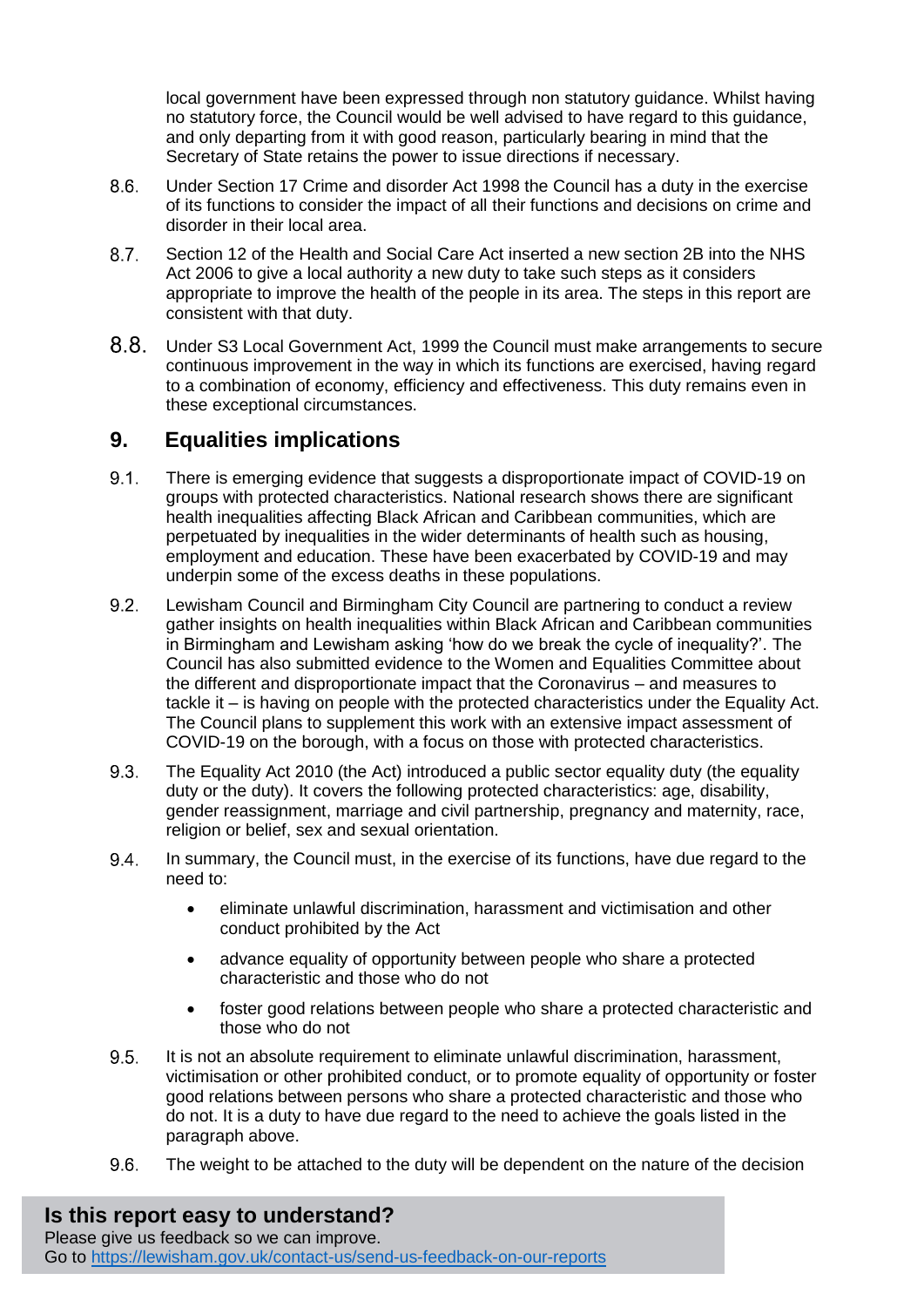local government have been expressed through non statutory guidance. Whilst having no statutory force, the Council would be well advised to have regard to this guidance, and only departing from it with good reason, particularly bearing in mind that the Secretary of State retains the power to issue directions if necessary.

8.6. Under Section 17 Crime and disorder Act 1998 the Council has a duty in the exercise of its functions to consider the impact of all their functions and decisions on crime and disorder in their local area.

8.7. Section 12 of the Health and Social Care Act inserted a new section 2B into the NHS Act 2006 to give a local authority a new duty to take such steps as it considers appropriate to improve the health of the people in its area. The steps in this report are consistent with that duty.

8.8. Under S3 Local Government Act, 1999 the Council must make arrangements to secure continuous improvement in the way in which its functions are exercised, having regard to a combination of economy, efficiency and effectiveness. This duty remains even in these exceptional circumstances.

## 9. Equalities implications

9.1. There is emerging evidence that suggests a disproportionate impact of COVID-19 on groups with protected characteristics. National research shows there are significant health inequalities affecting Black African and Caribbean communities, which are perpetuated by inequalities in the wider determinants of health such as housing, employment and education. These have been exacerbated by COVID-19 and may underpin some of the excess deaths in these populations.

9.2. Lewisham Council and Birmingham City Council are partnering to conduct a review gather insights on health inequalities within Black African and Caribbean communities in Birmingham and Lewisham asking 'how do we break the cycle of inequality?'. The Council has also submitted evidence to the Women and Equalities Committee about the different and disproportionate impact that the Coronavirus – and measures to tackle it – is having on people with the protected characteristics under the Equality Act. The Council plans to supplement this work with an extensive impact assessment of COVID-19 on the borough, with a focus on those with protected characteristics.

9.3. The Equality Act 2010 (the Act) introduced a public sector equality duty (the equality duty or the duty). It covers the following protected characteristics: age, disability, gender reassignment, marriage and civil partnership, pregnancy and maternity, race, religion or belief, sex and sexual orientation.

9.4. In summary, the Council must, in the exercise of its functions, have due regard to the need to:

- eliminate unlawful discrimination, harassment and victimisation and other conduct prohibited by the Act
- advance equality of opportunity between people who share a protected characteristic and those who do not
- foster good relations between people who share a protected characteristic and those who do not

9.5. It is not an absolute requirement to eliminate unlawful discrimination, harassment, victimisation or other prohibited conduct, or to promote equality of opportunity or foster good relations between persons who share a protected characteristic and those who do not. It is a duty to have due regard to the need to achieve the goals listed in the paragraph above.

9.6. The weight to be attached to the duty will be dependent on the nature of the decision

**Is this report easy to understand?**
Please give us feedback so we can improve.
Go to https://lewisham.gov.uk/contact-us/send-us-feedback-on-our-reports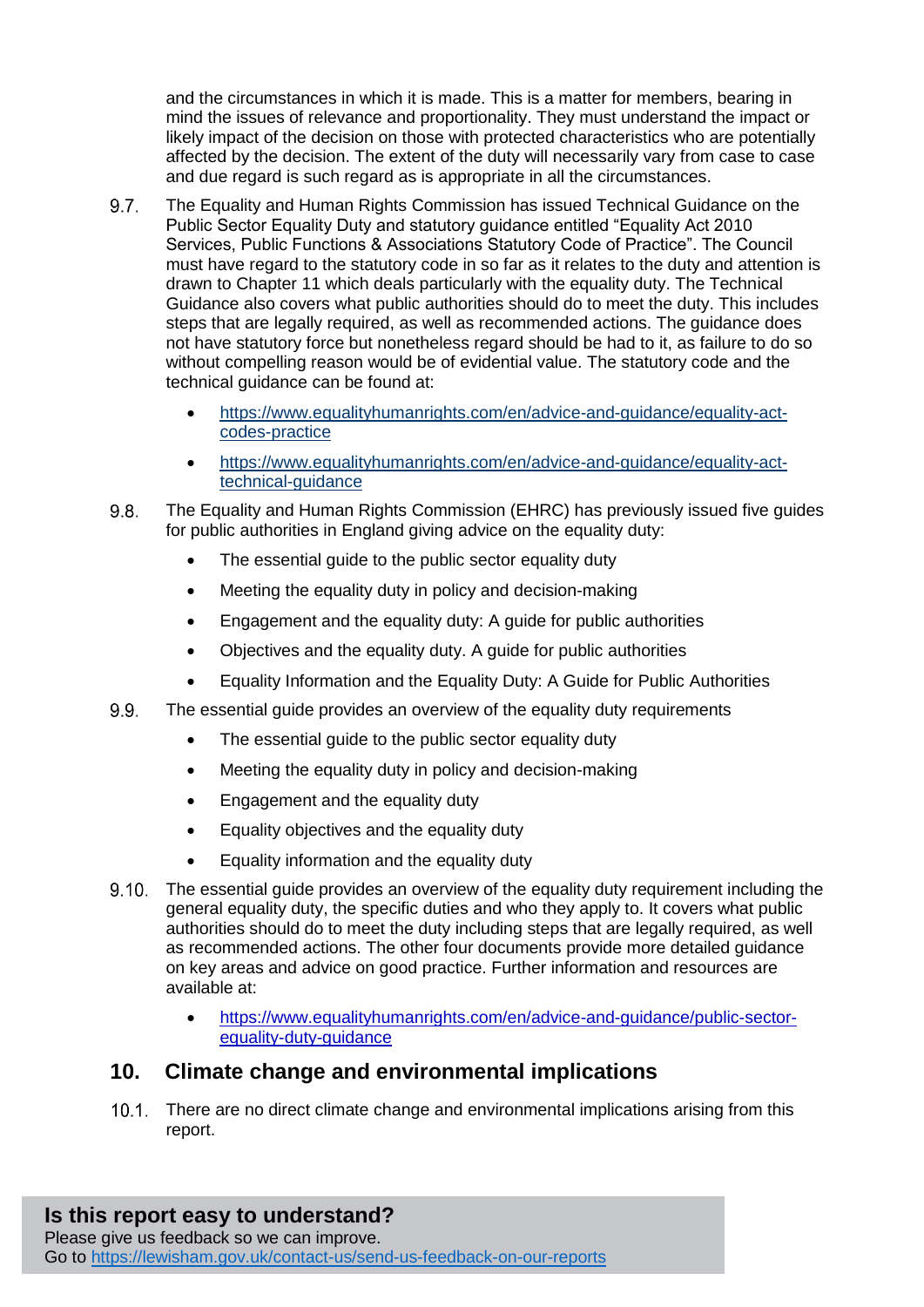and the circumstances in which it is made. This is a matter for members, bearing in mind the issues of relevance and proportionality. They must understand the impact or likely impact of the decision on those with protected characteristics who are potentially affected by the decision. The extent of the duty will necessarily vary from case to case and due regard is such regard as is appropriate in all the circumstances.

9.7. The Equality and Human Rights Commission has issued Technical Guidance on the Public Sector Equality Duty and statutory guidance entitled "Equality Act 2010 Services, Public Functions & Associations Statutory Code of Practice". The Council must have regard to the statutory code in so far as it relates to the duty and attention is drawn to Chapter 11 which deals particularly with the equality duty. The Technical Guidance also covers what public authorities should do to meet the duty. This includes steps that are legally required, as well as recommended actions. The guidance does not have statutory force but nonetheless regard should be had to it, as failure to do so without compelling reason would be of evidential value. The statutory code and the technical guidance can be found at:

- https://www.equalityhumanrights.com/en/advice-and-guidance/equality-act-codes-practice
- https://www.equalityhumanrights.com/en/advice-and-guidance/equality-act-technical-guidance

9.8. The Equality and Human Rights Commission (EHRC) has previously issued five guides for public authorities in England giving advice on the equality duty:

- The essential guide to the public sector equality duty
- Meeting the equality duty in policy and decision-making
- Engagement and the equality duty: A guide for public authorities
- Objectives and the equality duty. A guide for public authorities
- Equality Information and the Equality Duty: A Guide for Public Authorities

9.9. The essential guide provides an overview of the equality duty requirements

- The essential guide to the public sector equality duty
- Meeting the equality duty in policy and decision-making
- Engagement and the equality duty
- Equality objectives and the equality duty
- Equality information and the equality duty

9.10. The essential guide provides an overview of the equality duty requirement including the general equality duty, the specific duties and who they apply to. It covers what public authorities should do to meet the duty including steps that are legally required, as well as recommended actions. The other four documents provide more detailed guidance on key areas and advice on good practice. Further information and resources are available at:

- https://www.equalityhumanrights.com/en/advice-and-guidance/public-sector-equality-duty-guidance

## 10. Climate change and environmental implications

10.1. There are no direct climate change and environmental implications arising from this report.

**Is this report easy to understand?**
Please give us feedback so we can improve.
Go to https://lewisham.gov.uk/contact-us/send-us-feedback-on-our-reports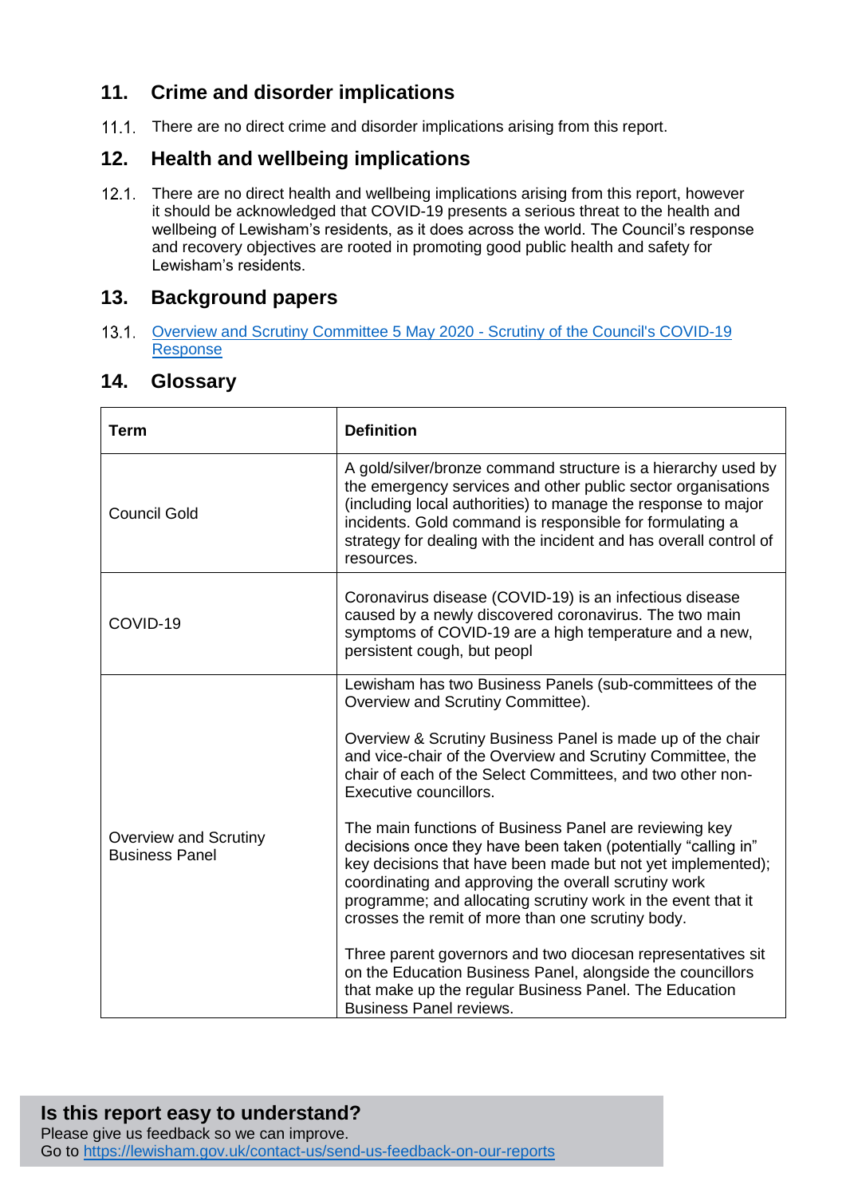## 11. Crime and disorder implications

11.1. There are no direct crime and disorder implications arising from this report.

## 12. Health and wellbeing implications

12.1. There are no direct health and wellbeing implications arising from this report, however it should be acknowledged that COVID-19 presents a serious threat to the health and wellbeing of Lewisham's residents, as it does across the world. The Council's response and recovery objectives are rooted in promoting good public health and safety for Lewisham's residents.

## 13. Background papers

13.1. [Overview and Scrutiny Committee 5 May 2020 - Scrutiny of the Council's COVID-19 Response]()

## 14. Glossary

| Term | Definition |
|---|---|
| Council Gold | A gold/silver/bronze command structure is a hierarchy used by the emergency services and other public sector organisations (including local authorities) to manage the response to major incidents. Gold command is responsible for formulating a strategy for dealing with the incident and has overall control of resources. |
| COVID-19 | Coronavirus disease (COVID-19) is an infectious disease caused by a newly discovered coronavirus. The two main symptoms of COVID-19 are a high temperature and a new, persistent cough, but peopl |
| Overview and Scrutiny Business Panel | Lewisham has two Business Panels (sub-committees of the Overview and Scrutiny Committee).<br><br>Overview & Scrutiny Business Panel is made up of the chair and vice-chair of the Overview and Scrutiny Committee, the chair of each of the Select Committees, and two other non-Executive councillors.<br><br>The main functions of Business Panel are reviewing key decisions once they have been taken (potentially "calling in" key decisions that have been made but not yet implemented); coordinating and approving the overall scrutiny work programme; and allocating scrutiny work in the event that it crosses the remit of more than one scrutiny body.<br><br>Three parent governors and two diocesan representatives sit on the Education Business Panel, alongside the councillors that make up the regular Business Panel. The Education Business Panel reviews. |

**Is this report easy to understand?**
Please give us feedback so we can improve.
Go to https://lewisham.gov.uk/contact-us/send-us-feedback-on-our-reports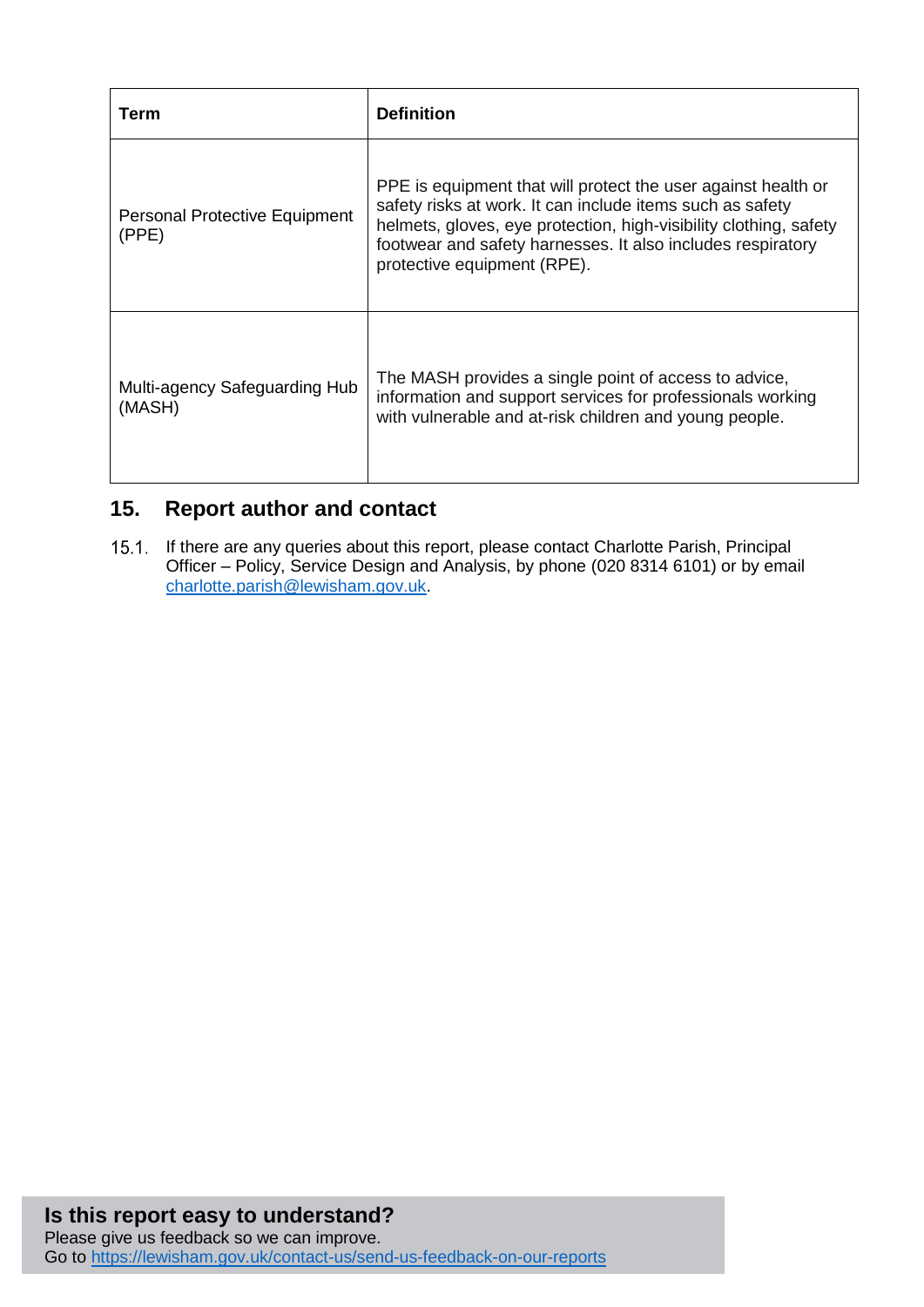| Term | Definition |
| --- | --- |
| Personal Protective Equipment (PPE) | PPE is equipment that will protect the user against health or safety risks at work. It can include items such as safety helmets, gloves, eye protection, high-visibility clothing, safety footwear and safety harnesses. It also includes respiratory protective equipment (RPE). |
| Multi-agency Safeguarding Hub (MASH) | The MASH provides a single point of access to advice, information and support services for professionals working with vulnerable and at-risk children and young people. |

## 15. Report author and contact

15.1. If there are any queries about this report, please contact Charlotte Parish, Principal Officer – Policy, Service Design and Analysis, by phone (020 8314 6101) or by email [charlotte.parish@lewisham.gov.uk](mailto:charlotte.parish@lewisham.gov.uk).

**Is this report easy to understand?**
Please give us feedback so we can improve.
Go to [https://lewisham.gov.uk/contact-us/send-us-feedback-on-our-reports](https://lewisham.gov.uk/contact-us/send-us-feedback-on-our-reports)